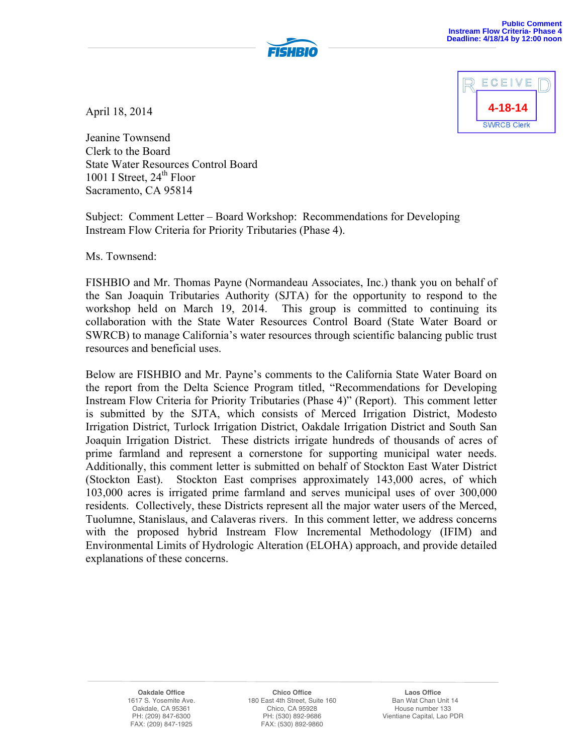Public Comment
Instream Flow Criteria- Phase 4
Deadline: 4/18/14 by 12:00 noon

FISHBIO

RECEIVED
4-18-14
SWRCB Clerk

April 18, 2014

Jeanine Townsend
Clerk to the Board
State Water Resources Control Board
1001 I Street, 24th Floor
Sacramento, CA 95814

Subject: Comment Letter – Board Workshop: Recommendations for Developing Instream Flow Criteria for Priority Tributaries (Phase 4).

Ms. Townsend:

FISHBIO and Mr. Thomas Payne (Normandeau Associates, Inc.) thank you on behalf of the San Joaquin Tributaries Authority (SJTA) for the opportunity to respond to the workshop held on March 19, 2014. This group is committed to continuing its collaboration with the State Water Resources Control Board (State Water Board or SWRCB) to manage California's water resources through scientific balancing public trust resources and beneficial uses.

Below are FISHBIO and Mr. Payne's comments to the California State Water Board on the report from the Delta Science Program titled, "Recommendations for Developing Instream Flow Criteria for Priority Tributaries (Phase 4)" (Report). This comment letter is submitted by the SJTA, which consists of Merced Irrigation District, Modesto Irrigation District, Turlock Irrigation District, Oakdale Irrigation District and South San Joaquin Irrigation District. These districts irrigate hundreds of thousands of acres of prime farmland and represent a cornerstone for supporting municipal water needs. Additionally, this comment letter is submitted on behalf of Stockton East Water District (Stockton East). Stockton East comprises approximately 143,000 acres, of which 103,000 acres is irrigated prime farmland and serves municipal uses of over 300,000 residents. Collectively, these Districts represent all the major water users of the Merced, Tuolumne, Stanislaus, and Calaveras rivers. In this comment letter, we address concerns with the proposed hybrid Instream Flow Incremental Methodology (IFIM) and Environmental Limits of Hydrologic Alteration (ELOHA) approach, and provide detailed explanations of these concerns.

**Oakdale Office**
1617 S. Yosemite Ave.
Oakdale, CA 95361
PH: (209) 847-6300
FAX: (209) 847-1925

**Chico Office**
180 East 4th Street, Suite 160
Chico, CA 95928
PH: (530) 892-9686
FAX: (530) 892-9860

**Laos Office**
Ban Wat Chan Unit 14
House number 133
Vientiane Capital, Lao PDR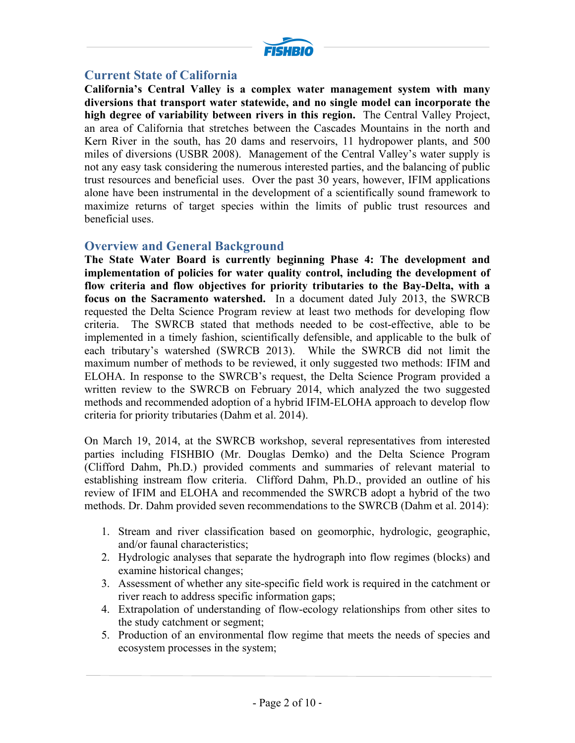## Current State of California

**California's Central Valley is a complex water management system with many diversions that transport water statewide, and no single model can incorporate the high degree of variability between rivers in this region.** The Central Valley Project, an area of California that stretches between the Cascades Mountains in the north and Kern River in the south, has 20 dams and reservoirs, 11 hydropower plants, and 500 miles of diversions (USBR 2008). Management of the Central Valley's water supply is not any easy task considering the numerous interested parties, and the balancing of public trust resources and beneficial uses. Over the past 30 years, however, IFIM applications alone have been instrumental in the development of a scientifically sound framework to maximize returns of target species within the limits of public trust resources and beneficial uses.

## Overview and General Background

**The State Water Board is currently beginning Phase 4: The development and implementation of policies for water quality control, including the development of flow criteria and flow objectives for priority tributaries to the Bay-Delta, with a focus on the Sacramento watershed.** In a document dated July 2013, the SWRCB requested the Delta Science Program review at least two methods for developing flow criteria. The SWRCB stated that methods needed to be cost-effective, able to be implemented in a timely fashion, scientifically defensible, and applicable to the bulk of each tributary's watershed (SWRCB 2013). While the SWRCB did not limit the maximum number of methods to be reviewed, it only suggested two methods: IFIM and ELOHA. In response to the SWRCB's request, the Delta Science Program provided a written review to the SWRCB on February 2014, which analyzed the two suggested methods and recommended adoption of a hybrid IFIM-ELOHA approach to develop flow criteria for priority tributaries (Dahm et al. 2014).

On March 19, 2014, at the SWRCB workshop, several representatives from interested parties including FISHBIO (Mr. Douglas Demko) and the Delta Science Program (Clifford Dahm, Ph.D.) provided comments and summaries of relevant material to establishing instream flow criteria. Clifford Dahm, Ph.D., provided an outline of his review of IFIM and ELOHA and recommended the SWRCB adopt a hybrid of the two methods. Dr. Dahm provided seven recommendations to the SWRCB (Dahm et al. 2014):

1. Stream and river classification based on geomorphic, hydrologic, geographic, and/or faunal characteristics;
2. Hydrologic analyses that separate the hydrograph into flow regimes (blocks) and examine historical changes;
3. Assessment of whether any site-specific field work is required in the catchment or river reach to address specific information gaps;
4. Extrapolation of understanding of flow-ecology relationships from other sites to the study catchment or segment;
5. Production of an environmental flow regime that meets the needs of species and ecosystem processes in the system;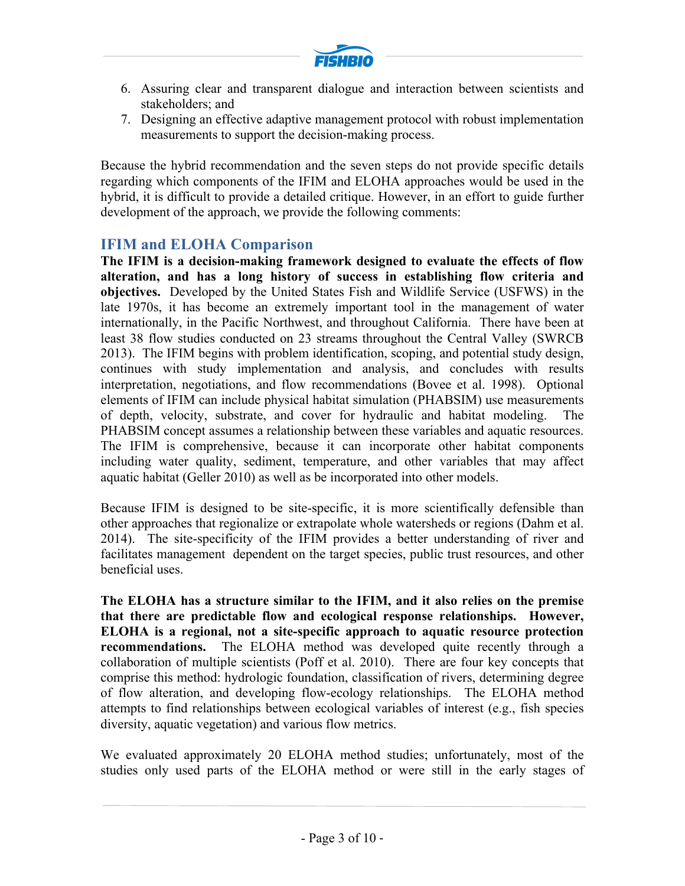6. Assuring clear and transparent dialogue and interaction between scientists and stakeholders; and
7. Designing an effective adaptive management protocol with robust implementation measurements to support the decision-making process.

Because the hybrid recommendation and the seven steps do not provide specific details regarding which components of the IFIM and ELOHA approaches would be used in the hybrid, it is difficult to provide a detailed critique. However, in an effort to guide further development of the approach, we provide the following comments:

## IFIM and ELOHA Comparison

**The IFIM is a decision-making framework designed to evaluate the effects of flow alteration, and has a long history of success in establishing flow criteria and objectives.** Developed by the United States Fish and Wildlife Service (USFWS) in the late 1970s, it has become an extremely important tool in the management of water internationally, in the Pacific Northwest, and throughout California. There have been at least 38 flow studies conducted on 23 streams throughout the Central Valley (SWRCB 2013). The IFIM begins with problem identification, scoping, and potential study design, continues with study implementation and analysis, and concludes with results interpretation, negotiations, and flow recommendations (Bovee et al. 1998). Optional elements of IFIM can include physical habitat simulation (PHABSIM) use measurements of depth, velocity, substrate, and cover for hydraulic and habitat modeling. The PHABSIM concept assumes a relationship between these variables and aquatic resources. The IFIM is comprehensive, because it can incorporate other habitat components including water quality, sediment, temperature, and other variables that may affect aquatic habitat (Geller 2010) as well as be incorporated into other models.

Because IFIM is designed to be site-specific, it is more scientifically defensible than other approaches that regionalize or extrapolate whole watersheds or regions (Dahm et al. 2014). The site-specificity of the IFIM provides a better understanding of river and facilitates management dependent on the target species, public trust resources, and other beneficial uses.

**The ELOHA has a structure similar to the IFIM, and it also relies on the premise that there are predictable flow and ecological response relationships. However, ELOHA is a regional, not a site-specific approach to aquatic resource protection recommendations.** The ELOHA method was developed quite recently through a collaboration of multiple scientists (Poff et al. 2010). There are four key concepts that comprise this method: hydrologic foundation, classification of rivers, determining degree of flow alteration, and developing flow-ecology relationships. The ELOHA method attempts to find relationships between ecological variables of interest (e.g., fish species diversity, aquatic vegetation) and various flow metrics.

We evaluated approximately 20 ELOHA method studies; unfortunately, most of the studies only used parts of the ELOHA method or were still in the early stages of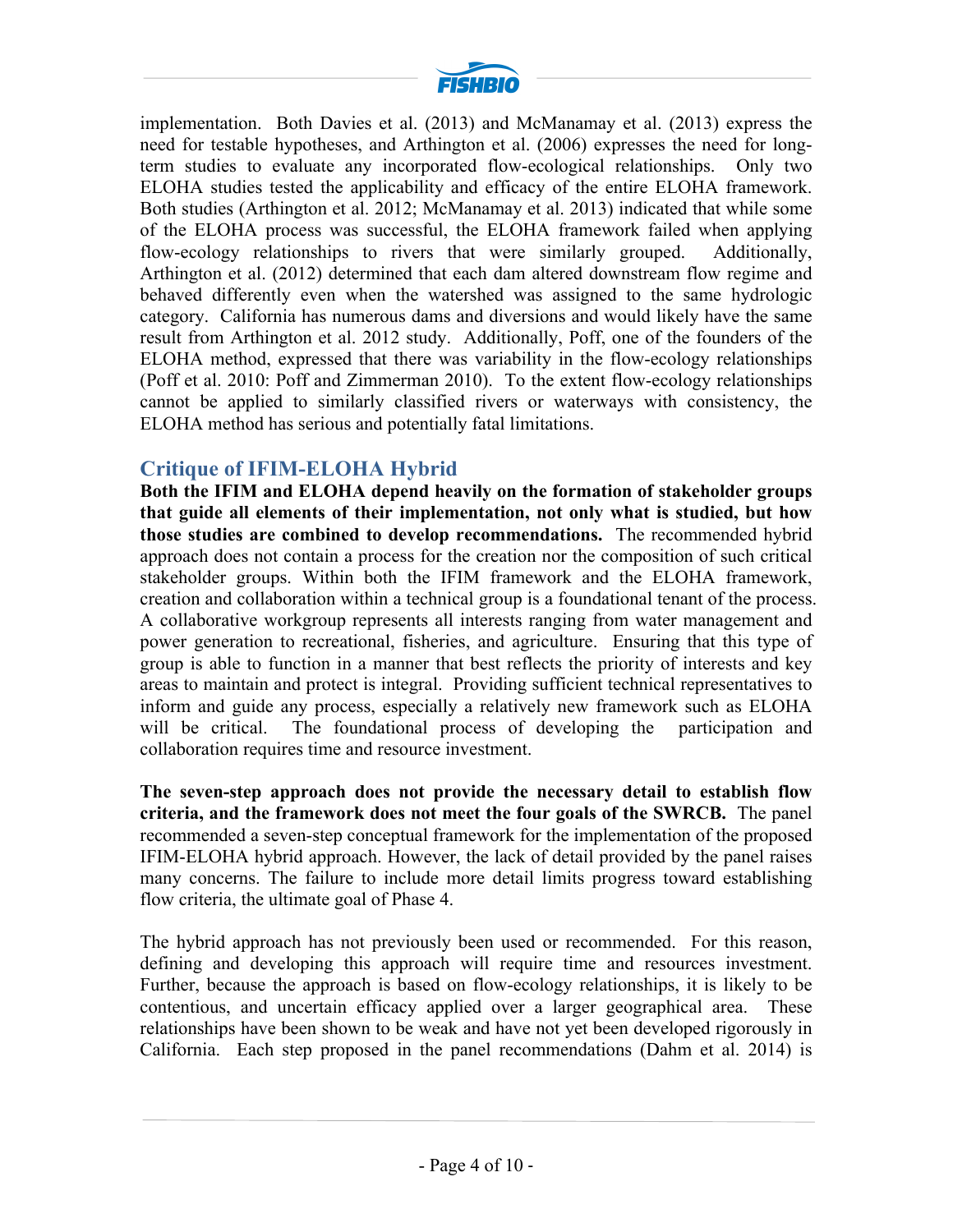implementation. Both Davies et al. (2013) and McManamay et al. (2013) express the need for testable hypotheses, and Arthington et al. (2006) expresses the need for long-term studies to evaluate any incorporated flow-ecological relationships. Only two ELOHA studies tested the applicability and efficacy of the entire ELOHA framework. Both studies (Arthington et al. 2012; McManamay et al. 2013) indicated that while some of the ELOHA process was successful, the ELOHA framework failed when applying flow-ecology relationships to rivers that were similarly grouped. Additionally, Arthington et al. (2012) determined that each dam altered downstream flow regime and behaved differently even when the watershed was assigned to the same hydrologic category. California has numerous dams and diversions and would likely have the same result from Arthington et al. 2012 study. Additionally, Poff, one of the founders of the ELOHA method, expressed that there was variability in the flow-ecology relationships (Poff et al. 2010: Poff and Zimmerman 2010). To the extent flow-ecology relationships cannot be applied to similarly classified rivers or waterways with consistency, the ELOHA method has serious and potentially fatal limitations.

## Critique of IFIM-ELOHA Hybrid

**Both the IFIM and ELOHA depend heavily on the formation of stakeholder groups that guide all elements of their implementation, not only what is studied, but how those studies are combined to develop recommendations.** The recommended hybrid approach does not contain a process for the creation nor the composition of such critical stakeholder groups. Within both the IFIM framework and the ELOHA framework, creation and collaboration within a technical group is a foundational tenant of the process. A collaborative workgroup represents all interests ranging from water management and power generation to recreational, fisheries, and agriculture. Ensuring that this type of group is able to function in a manner that best reflects the priority of interests and key areas to maintain and protect is integral. Providing sufficient technical representatives to inform and guide any process, especially a relatively new framework such as ELOHA will be critical. The foundational process of developing the participation and collaboration requires time and resource investment.

**The seven-step approach does not provide the necessary detail to establish flow criteria, and the framework does not meet the four goals of the SWRCB.** The panel recommended a seven-step conceptual framework for the implementation of the proposed IFIM-ELOHA hybrid approach. However, the lack of detail provided by the panel raises many concerns. The failure to include more detail limits progress toward establishing flow criteria, the ultimate goal of Phase 4.

The hybrid approach has not previously been used or recommended. For this reason, defining and developing this approach will require time and resources investment. Further, because the approach is based on flow-ecology relationships, it is likely to be contentious, and uncertain efficacy applied over a larger geographical area. These relationships have been shown to be weak and have not yet been developed rigorously in California. Each step proposed in the panel recommendations (Dahm et al. 2014) is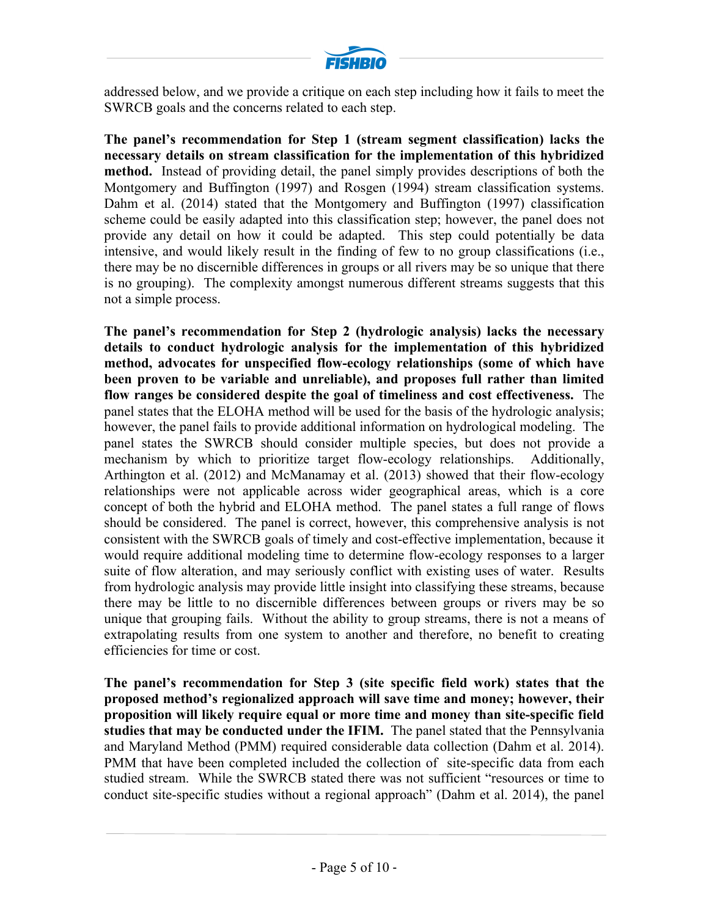addressed below, and we provide a critique on each step including how it fails to meet the SWRCB goals and the concerns related to each step.

**The panel's recommendation for Step 1 (stream segment classification) lacks the necessary details on stream classification for the implementation of this hybridized method.** Instead of providing detail, the panel simply provides descriptions of both the Montgomery and Buffington (1997) and Rosgen (1994) stream classification systems. Dahm et al. (2014) stated that the Montgomery and Buffington (1997) classification scheme could be easily adapted into this classification step; however, the panel does not provide any detail on how it could be adapted. This step could potentially be data intensive, and would likely result in the finding of few to no group classifications (i.e., there may be no discernible differences in groups or all rivers may be so unique that there is no grouping). The complexity amongst numerous different streams suggests that this not a simple process.

**The panel's recommendation for Step 2 (hydrologic analysis) lacks the necessary details to conduct hydrologic analysis for the implementation of this hybridized method, advocates for unspecified flow-ecology relationships (some of which have been proven to be variable and unreliable), and proposes full rather than limited flow ranges be considered despite the goal of timeliness and cost effectiveness.** The panel states that the ELOHA method will be used for the basis of the hydrologic analysis; however, the panel fails to provide additional information on hydrological modeling. The panel states the SWRCB should consider multiple species, but does not provide a mechanism by which to prioritize target flow-ecology relationships. Additionally, Arthington et al. (2012) and McManamay et al. (2013) showed that their flow-ecology relationships were not applicable across wider geographical areas, which is a core concept of both the hybrid and ELOHA method. The panel states a full range of flows should be considered. The panel is correct, however, this comprehensive analysis is not consistent with the SWRCB goals of timely and cost-effective implementation, because it would require additional modeling time to determine flow-ecology responses to a larger suite of flow alteration, and may seriously conflict with existing uses of water. Results from hydrologic analysis may provide little insight into classifying these streams, because there may be little to no discernible differences between groups or rivers may be so unique that grouping fails. Without the ability to group streams, there is not a means of extrapolating results from one system to another and therefore, no benefit to creating efficiencies for time or cost.

**The panel's recommendation for Step 3 (site specific field work) states that the proposed method's regionalized approach will save time and money; however, their proposition will likely require equal or more time and money than site-specific field studies that may be conducted under the IFIM.** The panel stated that the Pennsylvania and Maryland Method (PMM) required considerable data collection (Dahm et al. 2014). PMM that have been completed included the collection of site-specific data from each studied stream. While the SWRCB stated there was not sufficient "resources or time to conduct site-specific studies without a regional approach" (Dahm et al. 2014), the panel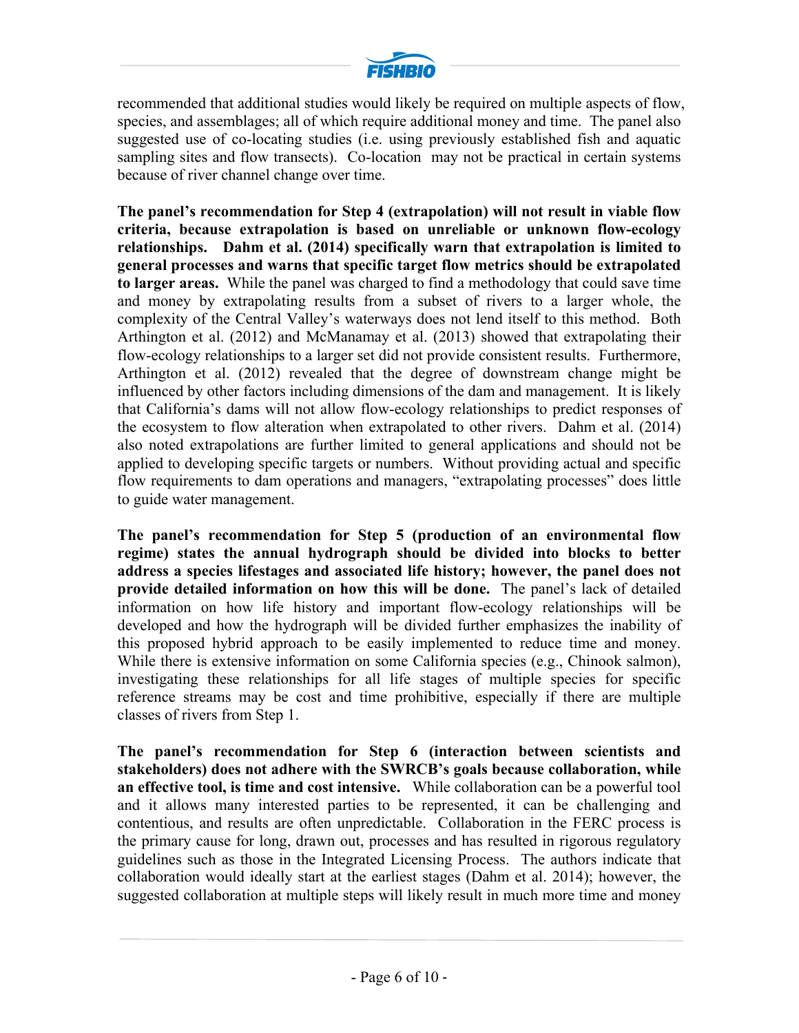recommended that additional studies would likely be required on multiple aspects of flow, species, and assemblages; all of which require additional money and time. The panel also suggested use of co-locating studies (i.e. using previously established fish and aquatic sampling sites and flow transects). Co-location may not be practical in certain systems because of river channel change over time.

**The panel's recommendation for Step 4 (extrapolation) will not result in viable flow criteria, because extrapolation is based on unreliable or unknown flow-ecology relationships. Dahm et al. (2014) specifically warn that extrapolation is limited to general processes and warns that specific target flow metrics should be extrapolated to larger areas.** While the panel was charged to find a methodology that could save time and money by extrapolating results from a subset of rivers to a larger whole, the complexity of the Central Valley's waterways does not lend itself to this method. Both Arthington et al. (2012) and McManamay et al. (2013) showed that extrapolating their flow-ecology relationships to a larger set did not provide consistent results. Furthermore, Arthington et al. (2012) revealed that the degree of downstream change might be influenced by other factors including dimensions of the dam and management. It is likely that California's dams will not allow flow-ecology relationships to predict responses of the ecosystem to flow alteration when extrapolated to other rivers. Dahm et al. (2014) also noted extrapolations are further limited to general applications and should not be applied to developing specific targets or numbers. Without providing actual and specific flow requirements to dam operations and managers, "extrapolating processes" does little to guide water management.

**The panel's recommendation for Step 5 (production of an environmental flow regime) states the annual hydrograph should be divided into blocks to better address a species lifestages and associated life history; however, the panel does not provide detailed information on how this will be done.** The panel's lack of detailed information on how life history and important flow-ecology relationships will be developed and how the hydrograph will be divided further emphasizes the inability of this proposed hybrid approach to be easily implemented to reduce time and money. While there is extensive information on some California species (e.g., Chinook salmon), investigating these relationships for all life stages of multiple species for specific reference streams may be cost and time prohibitive, especially if there are multiple classes of rivers from Step 1.

**The panel's recommendation for Step 6 (interaction between scientists and stakeholders) does not adhere with the SWRCB's goals because collaboration, while an effective tool, is time and cost intensive.** While collaboration can be a powerful tool and it allows many interested parties to be represented, it can be challenging and contentious, and results are often unpredictable. Collaboration in the FERC process is the primary cause for long, drawn out, processes and has resulted in rigorous regulatory guidelines such as those in the Integrated Licensing Process. The authors indicate that collaboration would ideally start at the earliest stages (Dahm et al. 2014); however, the suggested collaboration at multiple steps will likely result in much more time and money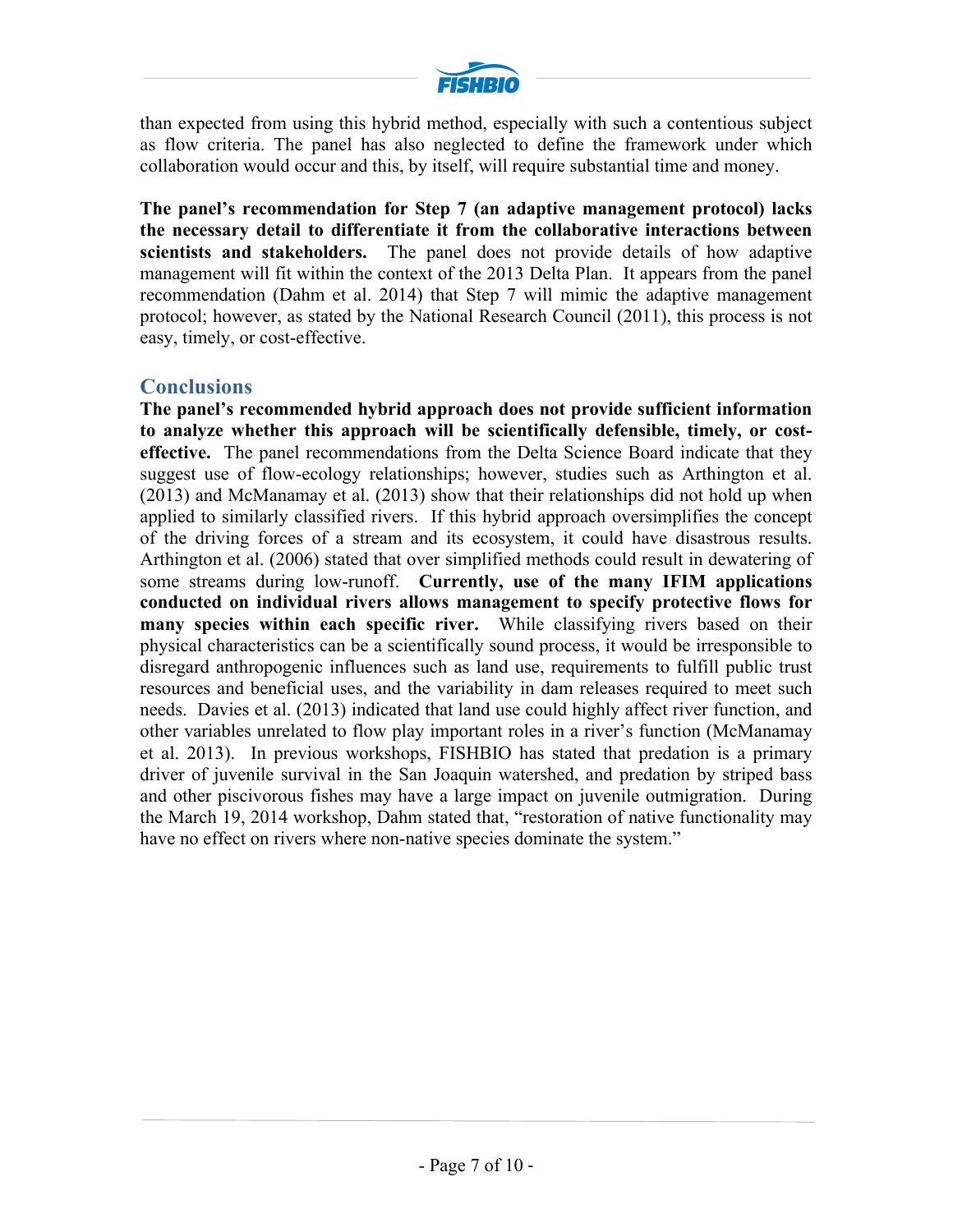than expected from using this hybrid method, especially with such a contentious subject as flow criteria. The panel has also neglected to define the framework under which collaboration would occur and this, by itself, will require substantial time and money.

**The panel's recommendation for Step 7 (an adaptive management protocol) lacks the necessary detail to differentiate it from the collaborative interactions between scientists and stakeholders.** The panel does not provide details of how adaptive management will fit within the context of the 2013 Delta Plan. It appears from the panel recommendation (Dahm et al. 2014) that Step 7 will mimic the adaptive management protocol; however, as stated by the National Research Council (2011), this process is not easy, timely, or cost-effective.

## Conclusions

**The panel's recommended hybrid approach does not provide sufficient information to analyze whether this approach will be scientifically defensible, timely, or cost-effective.** The panel recommendations from the Delta Science Board indicate that they suggest use of flow-ecology relationships; however, studies such as Arthington et al. (2013) and McManamay et al. (2013) show that their relationships did not hold up when applied to similarly classified rivers. If this hybrid approach oversimplifies the concept of the driving forces of a stream and its ecosystem, it could have disastrous results. Arthington et al. (2006) stated that over simplified methods could result in dewatering of some streams during low-runoff. **Currently, use of the many IFIM applications conducted on individual rivers allows management to specify protective flows for many species within each specific river.** While classifying rivers based on their physical characteristics can be a scientifically sound process, it would be irresponsible to disregard anthropogenic influences such as land use, requirements to fulfill public trust resources and beneficial uses, and the variability in dam releases required to meet such needs. Davies et al. (2013) indicated that land use could highly affect river function, and other variables unrelated to flow play important roles in a river's function (McManamay et al. 2013). In previous workshops, FISHBIO has stated that predation is a primary driver of juvenile survival in the San Joaquin watershed, and predation by striped bass and other piscivorous fishes may have a large impact on juvenile outmigration. During the March 19, 2014 workshop, Dahm stated that, "restoration of native functionality may have no effect on rivers where non-native species dominate the system."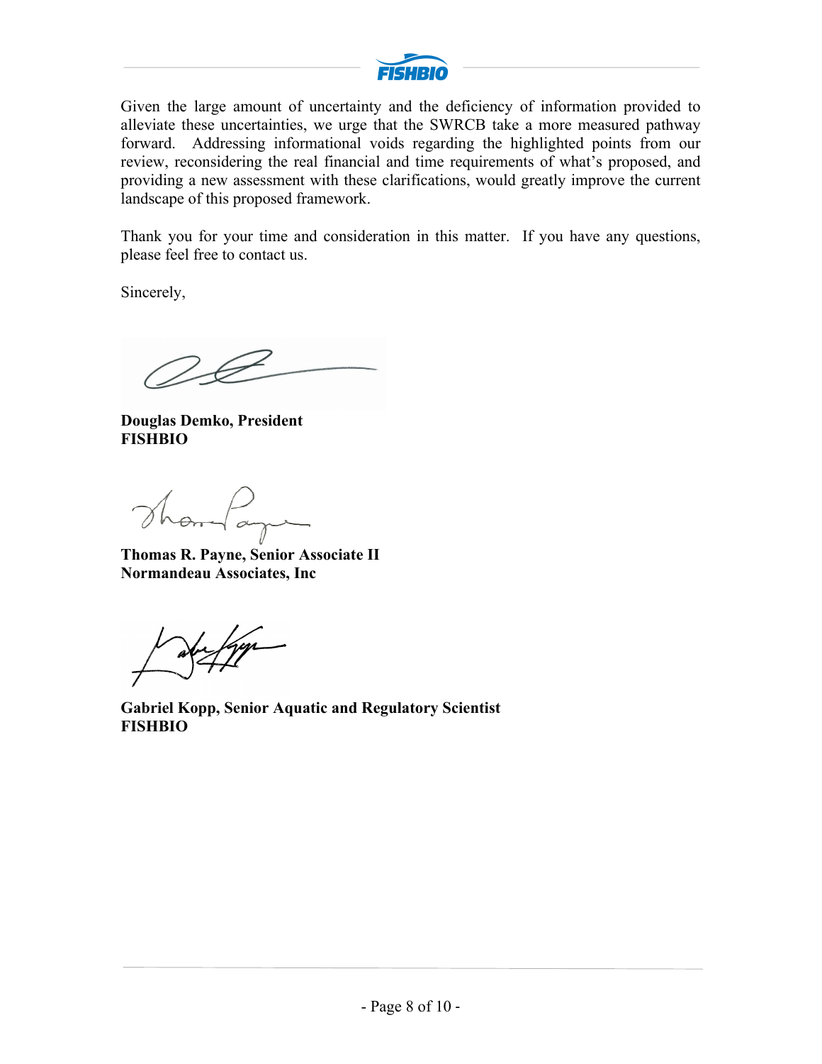Given the large amount of uncertainty and the deficiency of information provided to alleviate these uncertainties, we urge that the SWRCB take a more measured pathway forward. Addressing informational voids regarding the highlighted points from our review, reconsidering the real financial and time requirements of what's proposed, and providing a new assessment with these clarifications, would greatly improve the current landscape of this proposed framework.

Thank you for your time and consideration in this matter. If you have any questions, please feel free to contact us.

Sincerely,

**Douglas Demko, President**
**FISHBIO**

**Thomas R. Payne, Senior Associate II**
**Normandeau Associates, Inc**

**Gabriel Kopp, Senior Aquatic and Regulatory Scientist**
**FISHBIO**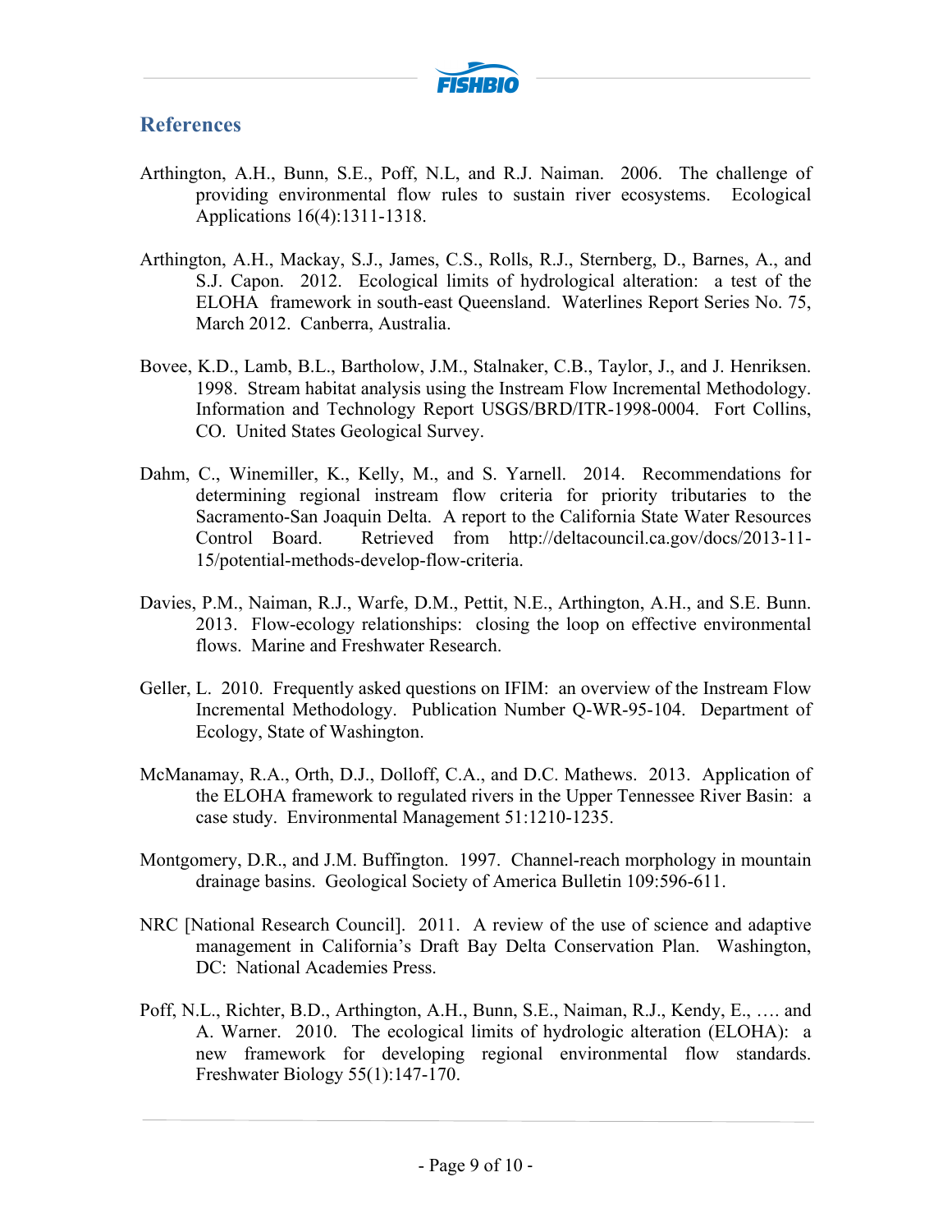## References

Arthington, A.H., Bunn, S.E., Poff, N.L, and R.J. Naiman. 2006. The challenge of providing environmental flow rules to sustain river ecosystems. Ecological Applications 16(4):1311-1318.

Arthington, A.H., Mackay, S.J., James, C.S., Rolls, R.J., Sternberg, D., Barnes, A., and S.J. Capon. 2012. Ecological limits of hydrological alteration: a test of the ELOHA framework in south-east Queensland. Waterlines Report Series No. 75, March 2012. Canberra, Australia.

Bovee, K.D., Lamb, B.L., Bartholow, J.M., Stalnaker, C.B., Taylor, J., and J. Henriksen. 1998. Stream habitat analysis using the Instream Flow Incremental Methodology. Information and Technology Report USGS/BRD/ITR-1998-0004. Fort Collins, CO. United States Geological Survey.

Dahm, C., Winemiller, K., Kelly, M., and S. Yarnell. 2014. Recommendations for determining regional instream flow criteria for priority tributaries to the Sacramento-San Joaquin Delta. A report to the California State Water Resources Control Board. Retrieved from http://deltacouncil.ca.gov/docs/2013-11-15/potential-methods-develop-flow-criteria.

Davies, P.M., Naiman, R.J., Warfe, D.M., Pettit, N.E., Arthington, A.H., and S.E. Bunn. 2013. Flow-ecology relationships: closing the loop on effective environmental flows. Marine and Freshwater Research.

Geller, L. 2010. Frequently asked questions on IFIM: an overview of the Instream Flow Incremental Methodology. Publication Number Q-WR-95-104. Department of Ecology, State of Washington.

McManamay, R.A., Orth, D.J., Dolloff, C.A., and D.C. Mathews. 2013. Application of the ELOHA framework to regulated rivers in the Upper Tennessee River Basin: a case study. Environmental Management 51:1210-1235.

Montgomery, D.R., and J.M. Buffington. 1997. Channel-reach morphology in mountain drainage basins. Geological Society of America Bulletin 109:596-611.

NRC [National Research Council]. 2011. A review of the use of science and adaptive management in California's Draft Bay Delta Conservation Plan. Washington, DC: National Academies Press.

Poff, N.L., Richter, B.D., Arthington, A.H., Bunn, S.E., Naiman, R.J., Kendy, E., …. and A. Warner. 2010. The ecological limits of hydrologic alteration (ELOHA): a new framework for developing regional environmental flow standards. Freshwater Biology 55(1):147-170.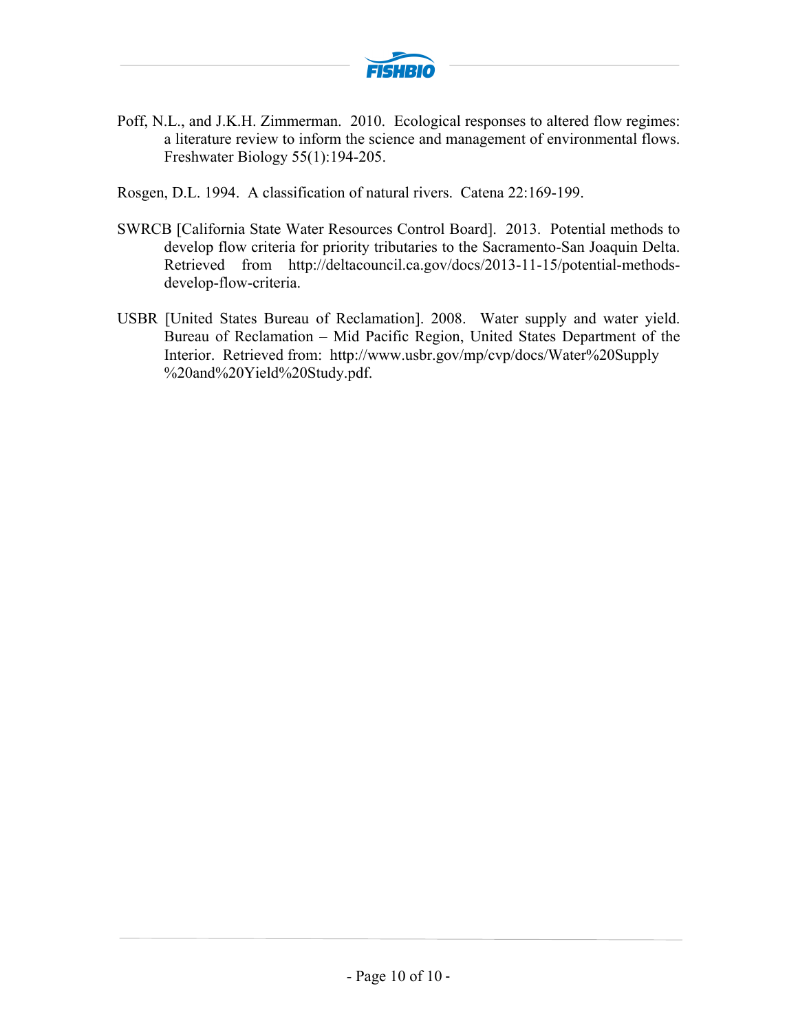Poff, N.L., and J.K.H. Zimmerman. 2010. Ecological responses to altered flow regimes: a literature review to inform the science and management of environmental flows. Freshwater Biology 55(1):194-205.

Rosgen, D.L. 1994. A classification of natural rivers. Catena 22:169-199.

SWRCB [California State Water Resources Control Board]. 2013. Potential methods to develop flow criteria for priority tributaries to the Sacramento-San Joaquin Delta. Retrieved from http://deltacouncil.ca.gov/docs/2013-11-15/potential-methods-develop-flow-criteria.

USBR [United States Bureau of Reclamation]. 2008. Water supply and water yield. Bureau of Reclamation – Mid Pacific Region, United States Department of the Interior. Retrieved from: http://www.usbr.gov/mp/cvp/docs/Water%20Supply%20and%20Yield%20Study.pdf.